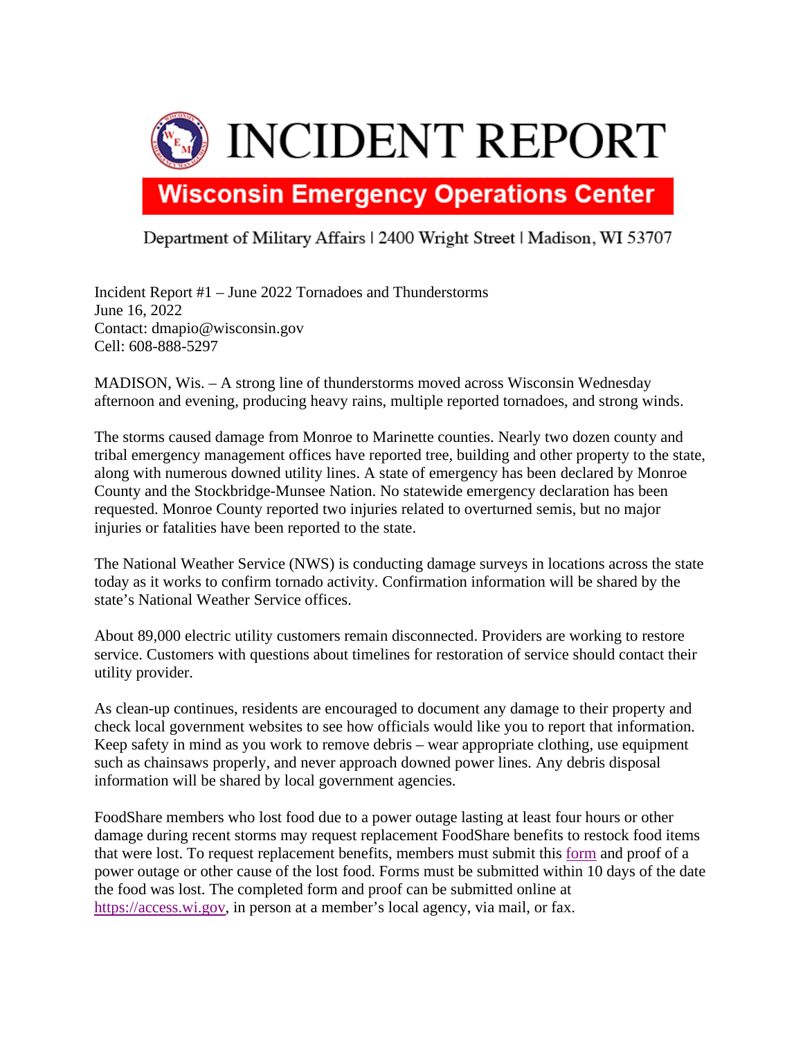# INCIDENT REPORT

## Wisconsin Emergency Operations Center

Department of Military Affairs | 2400 Wright Street | Madison, WI 53707

Incident Report #1 – June 2022 Tornadoes and Thunderstorms
June 16, 2022
Contact: dmapio@wisconsin.gov
Cell: 608-888-5297

MADISON, Wis. – A strong line of thunderstorms moved across Wisconsin Wednesday afternoon and evening, producing heavy rains, multiple reported tornadoes, and strong winds.

The storms caused damage from Monroe to Marinette counties. Nearly two dozen county and tribal emergency management offices have reported tree, building and other property to the state, along with numerous downed utility lines. A state of emergency has been declared by Monroe County and the Stockbridge-Munsee Nation. No statewide emergency declaration has been requested. Monroe County reported two injuries related to overturned semis, but no major injuries or fatalities have been reported to the state.

The National Weather Service (NWS) is conducting damage surveys in locations across the state today as it works to confirm tornado activity. Confirmation information will be shared by the state's National Weather Service offices.

About 89,000 electric utility customers remain disconnected. Providers are working to restore service. Customers with questions about timelines for restoration of service should contact their utility provider.

As clean-up continues, residents are encouraged to document any damage to their property and check local government websites to see how officials would like you to report that information. Keep safety in mind as you work to remove debris – wear appropriate clothing, use equipment such as chainsaws properly, and never approach downed power lines. Any debris disposal information will be shared by local government agencies.

FoodShare members who lost food due to a power outage lasting at least four hours or other damage during recent storms may request replacement FoodShare benefits to restock food items that were lost. To request replacement benefits, members must submit this form and proof of a power outage or other cause of the lost food. Forms must be submitted within 10 days of the date the food was lost. The completed form and proof can be submitted online at https://access.wi.gov, in person at a member's local agency, via mail, or fax.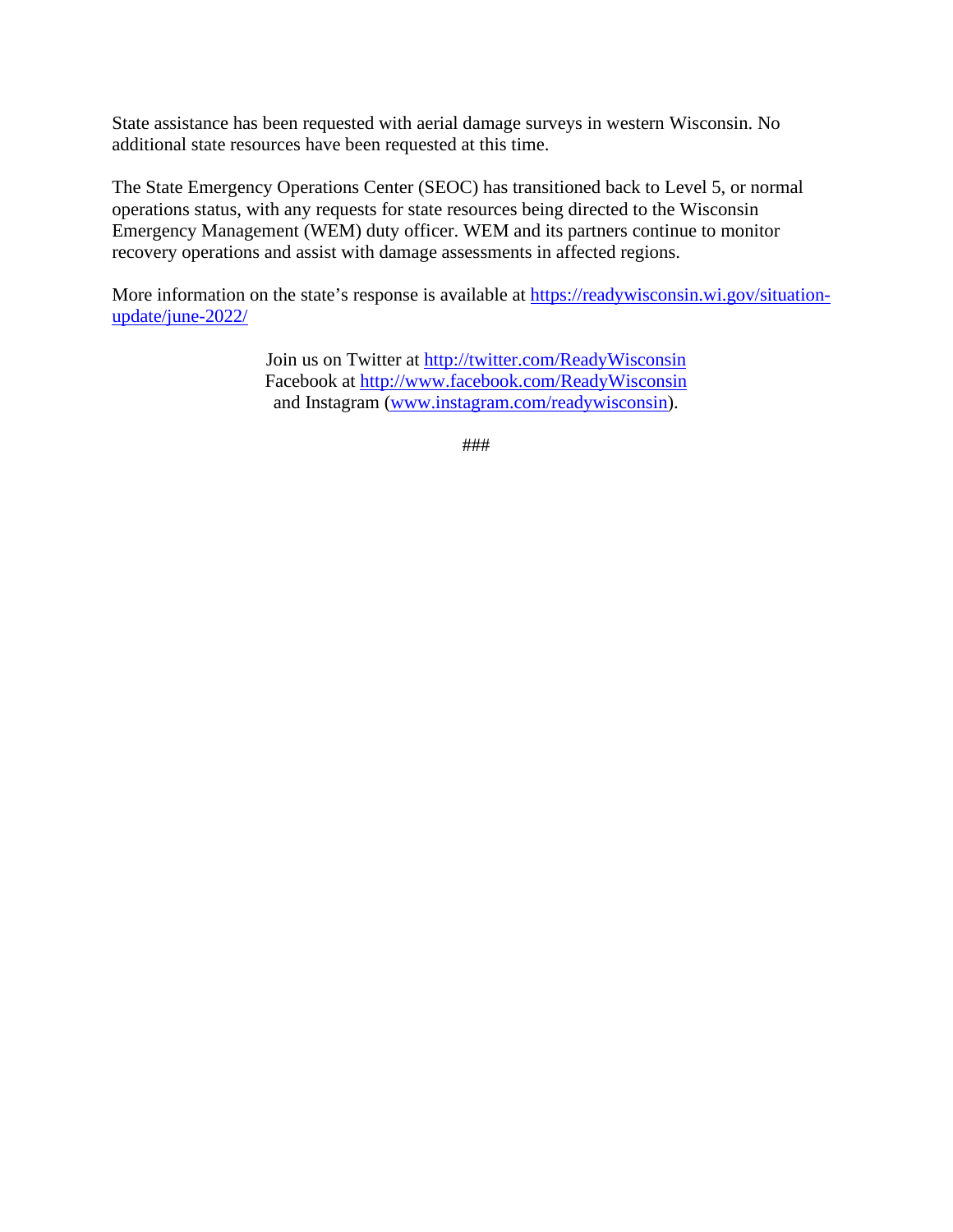State assistance has been requested with aerial damage surveys in western Wisconsin. No additional state resources have been requested at this time.

The State Emergency Operations Center (SEOC) has transitioned back to Level 5, or normal operations status, with any requests for state resources being directed to the Wisconsin Emergency Management (WEM) duty officer. WEM and its partners continue to monitor recovery operations and assist with damage assessments in affected regions.

More information on the state's response is available at [https://readywisconsin.wi.gov/situation-update/june-2022/](https://readywisconsin.wi.gov/situation-update/june-2022/)

Join us on Twitter at [http://twitter.com/ReadyWisconsin](http://twitter.com/ReadyWisconsin)
Facebook at [http://www.facebook.com/ReadyWisconsin](http://www.facebook.com/ReadyWisconsin)
and Instagram ([www.instagram.com/readywisconsin](www.instagram.com/readywisconsin)).

###